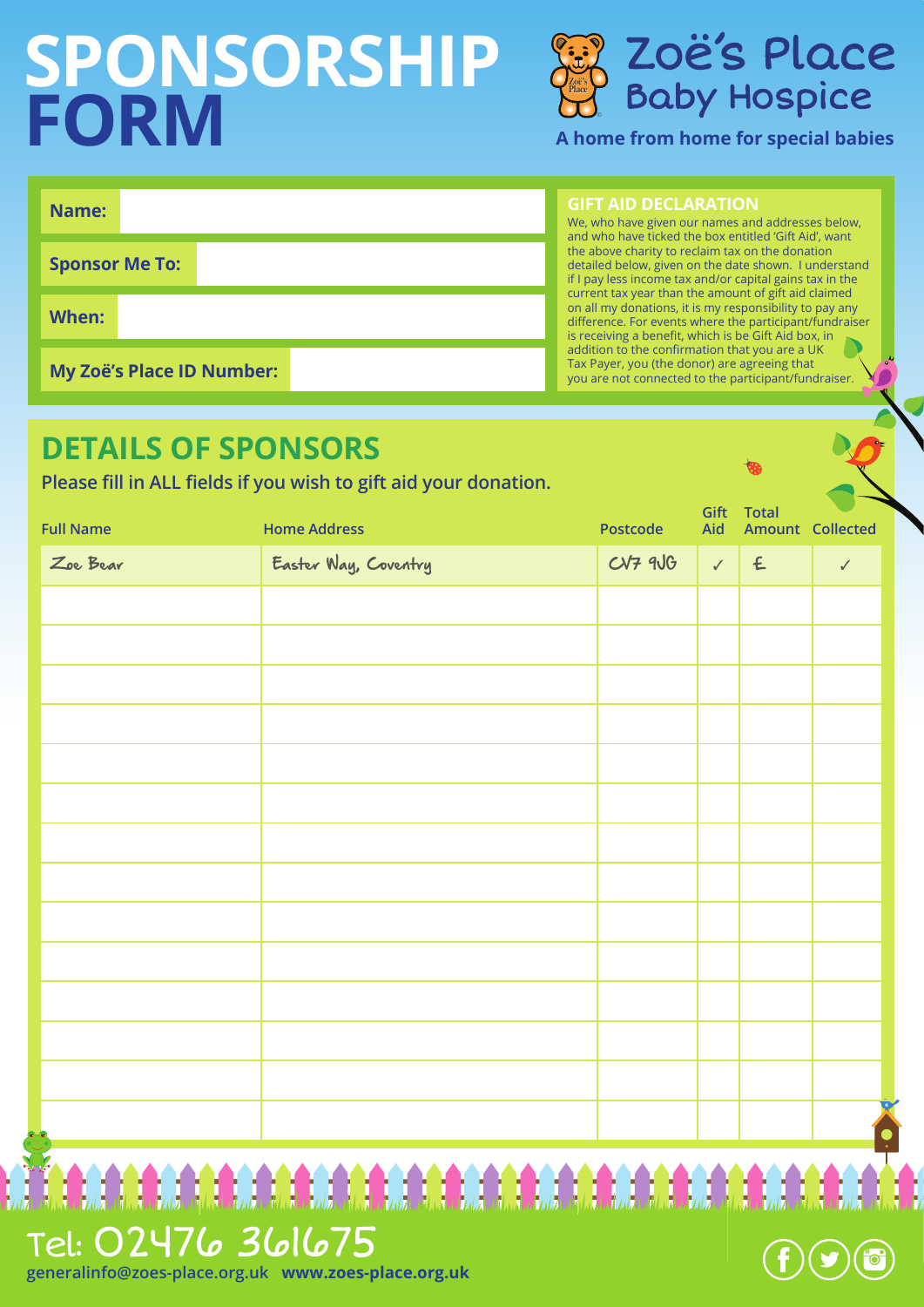# SPONSORSHIP FORM

**Zoë's Place Baby Hospice**

**A home from home for special babies**

| | |
|---|---|
| **Name:** | |
| **Sponsor Me To:** | |
| **When:** | |
| **My Zoë's Place ID Number:** | |

### GIFT AID DECLARATION

We, who have given our names and addresses below, and who have ticked the box entitled 'Gift Aid', want the above charity to reclaim tax on the donation detailed below, given on the date shown. I understand if I pay less income tax and/or capital gains tax in the current tax year than the amount of gift aid claimed on all my donations, it is my responsibility to pay any difference. For events where the participant/fundraiser is receiving a benefit, which is be Gift Aid box, in addition to the confirmation that you are a UK Tax Payer, you (the donor) are agreeing that you are not connected to the participant/fundraiser.

## DETAILS OF SPONSORS

**Please fill in ALL fields if you wish to gift aid your donation.**

| Full Name | Home Address | Postcode | Gift Aid | Total Amount | Collected |
|---|---|---|---|---|---|
| Zoe Bear | Easter Way, Coventry | CV7 9JG | ✓ | £ | ✓ |
| | | | | | |
| | | | | | |
| | | | | | |
| | | | | | |
| | | | | | |
| | | | | | |
| | | | | | |
| | | | | | |
| | | | | | |
| | | | | | |
| | | | | | |
| | | | | | |
| | | | | | |
| | | | | | |

Tel: 02476 361675

generalinfo@zoes-place.org.uk **www.zoes-place.org.uk**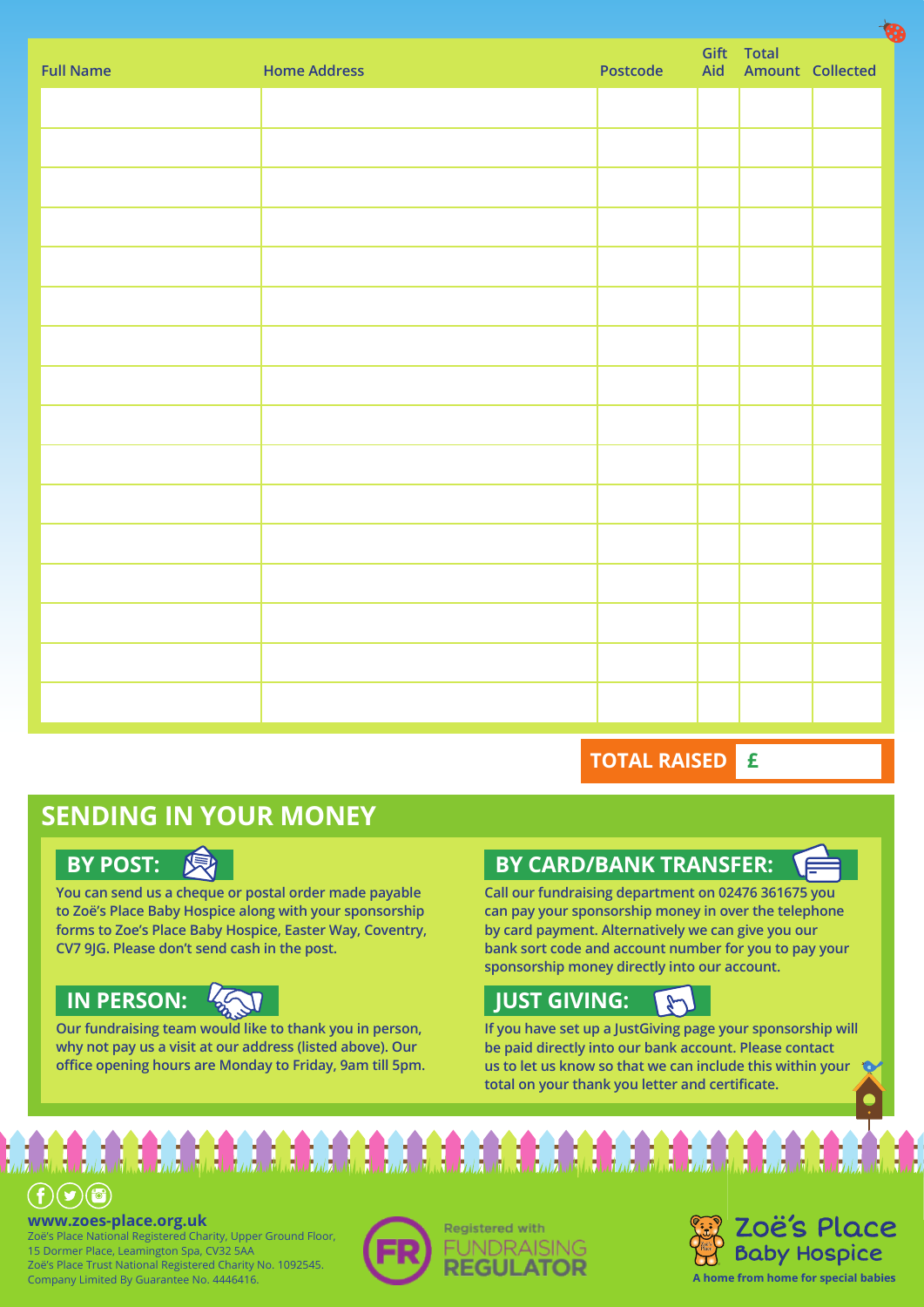| Full Name | Home Address | Postcode | Gift Aid | Total Amount | Collected |
|---|---|---|---|---|---|
| | | | | | |
| | | | | | |
| | | | | | |
| | | | | | |
| | | | | | |
| | | | | | |
| | | | | | |
| | | | | | |
| | | | | | |
| | | | | | |
| | | | | | |
| | | | | | |
| | | | | | |
| | | | | | |
| | | | | | |
| | | | | | |

**TOTAL RAISED** £

## SENDING IN YOUR MONEY

### BY POST:

You can send us a cheque or postal order made payable to Zoë's Place Baby Hospice along with your sponsorship forms to Zoe's Place Baby Hospice, Easter Way, Coventry, CV7 9JG. Please don't send cash in the post.

### IN PERSON:

Our fundraising team would like to thank you in person, why not pay us a visit at our address (listed above). Our office opening hours are Monday to Friday, 9am till 5pm.

### BY CARD/BANK TRANSFER:

Call our fundraising department on 02476 361675 you can pay your sponsorship money in over the telephone by card payment. Alternatively we can give you our bank sort code and account number for you to pay your sponsorship money directly into our account.

### JUST GIVING:

If you have set up a JustGiving page your sponsorship will be paid directly into our bank account. Please contact us to let us know so that we can include this within your total on your thank you letter and certificate.

**www.zoes-place.org.uk**

Zoë's Place National Registered Charity, Upper Ground Floor, 15 Dormer Place, Leamington Spa, CV32 5AA
Zoë's Place Trust National Registered Charity No. 1092545.
Company Limited By Guarantee No. 4446416.

Registered with FUNDRAISING REGULATOR

Zoë's Place Baby Hospice

A home from home for special babies